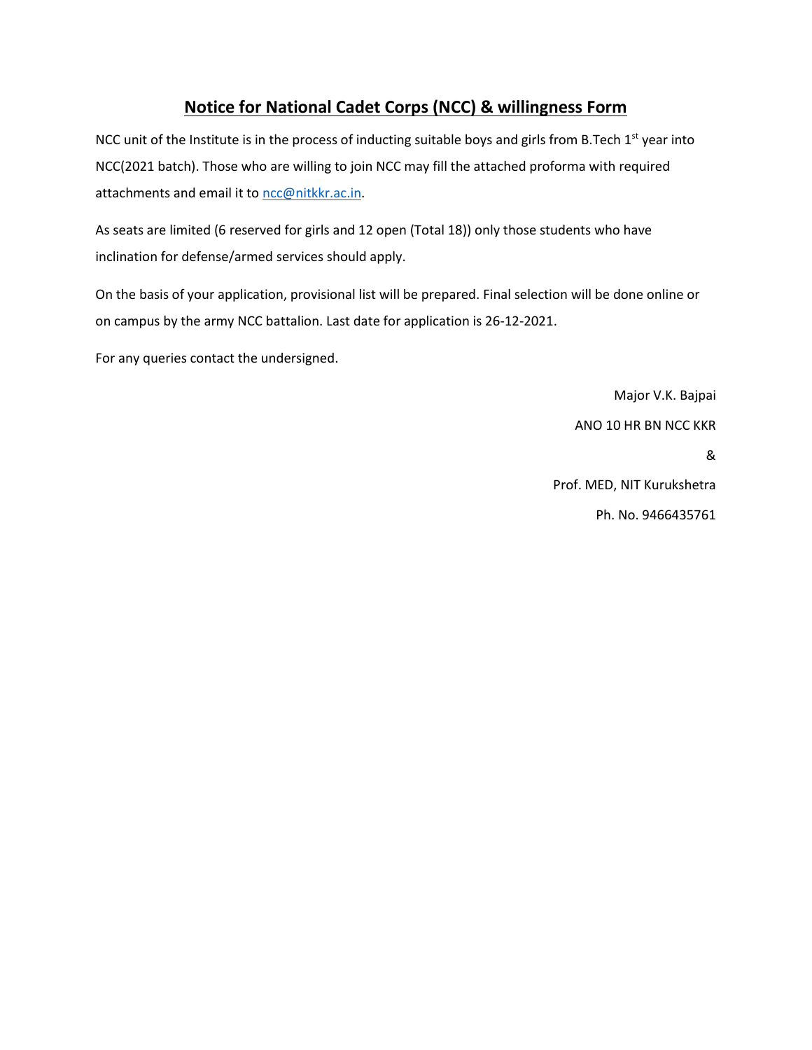## Notice for National Cadet Corps (NCC) & willingness Form

NCC unit of the Institute is in the process of inducting suitable boys and girls from B.Tech 1st year into NCC(2021 batch). Those who are willing to join NCC may fill the attached proforma with required attachments and email it to ncc@nitkkr.ac.in.

As seats are limited (6 reserved for girls and 12 open (Total 18)) only those students who have inclination for defense/armed services should apply.

On the basis of your application, provisional list will be prepared. Final selection will be done online or on campus by the army NCC battalion. Last date for application is 26-12-2021.

For any queries contact the undersigned.

Major V.K. Bajpai

ANO 10 HR BN NCC KKR

&

Prof. MED, NIT Kurukshetra

Ph. No. 9466435761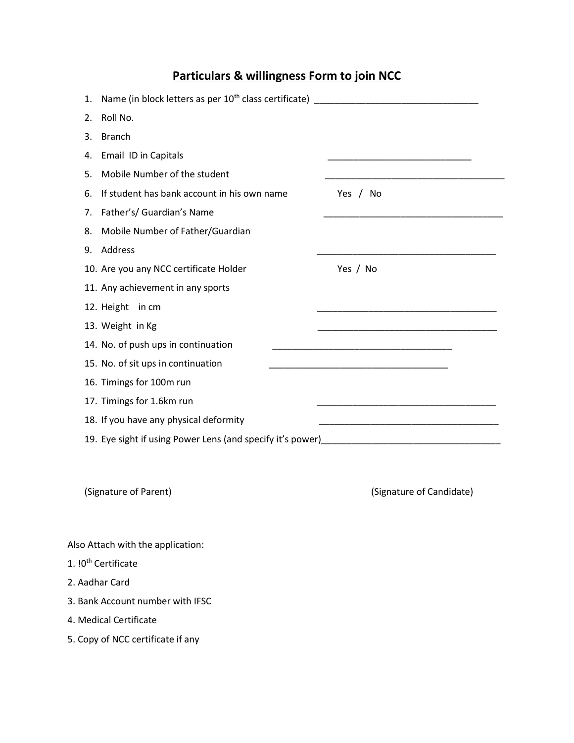# Particulars & willingness Form to join NCC

1. Name (in block letters as per 10th class certificate) ________________________________
2. Roll No.
3. Branch
4. Email ID in Capitals ____________________________
5. Mobile Number of the student ___________________________________
6. If student has bank account in his own name Yes / No
7. Father's/ Guardian's Name ___________________________________
8. Mobile Number of Father/Guardian
9. Address ___________________________________
10. Are you any NCC certificate Holder Yes / No
11. Any achievement in any sports
12. Height in cm ___________________________________
13. Weight in Kg ___________________________________
14. No. of push ups in continuation ___________________________________
15. No. of sit ups in continuation ___________________________________
16. Timings for 100m run
17. Timings for 1.6km run ___________________________________
18. If you have any physical deformity ___________________________________
19. Eye sight if using Power Lens (and specify it's power)___________________________________

(Signature of Parent) (Signature of Candidate)

Also Attach with the application:

1. !0th Certificate
2. Aadhar Card
3. Bank Account number with IFSC
4. Medical Certificate
5. Copy of NCC certificate if any